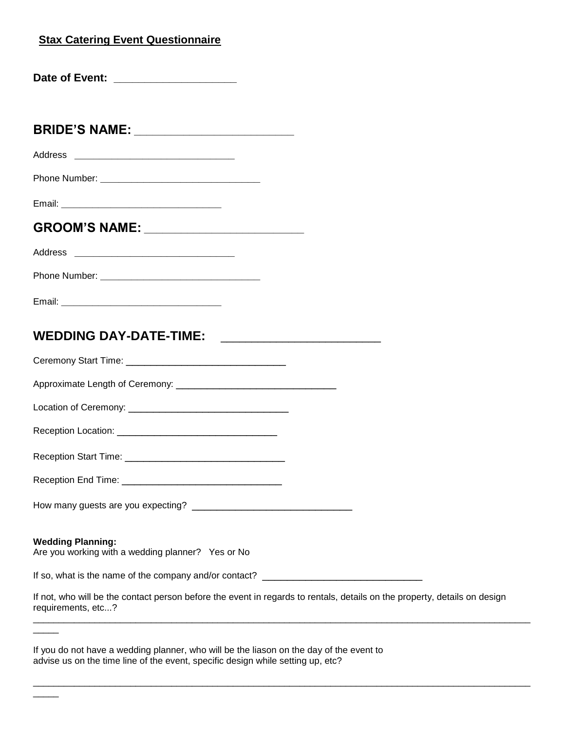**Stax Catering Event Questionnaire**

**Date of Event:** ____________________

## BRIDE'S NAME: _________________________

Address ______________________________

Phone Number: ______________________________

Email: ______________________________

## GROOM'S NAME: _________________________

Address ______________________________

Phone Number: ______________________________

Email: ______________________________

## WEDDING DAY-DATE-TIME: _________________________

Ceremony Start Time: ______________________________

Approximate Length of Ceremony: ______________________________

Location of Ceremony: ______________________________

Reception Location: ______________________________

Reception Start Time: ______________________________

Reception End Time: ______________________________

How many guests are you expecting? ______________________________

**Wedding Planning:**
Are you working with a wedding planner? Yes or No

If so, what is the name of the company and/or contact? ______________________________

If not, who will be the contact person before the event in regards to rentals, details on the property, details on design requirements, etc...?

_____________________________________________________________________________________________________

If you do not have a wedding planner, who will be the liason on the day of the event to advise us on the time line of the event, specific design while setting up, etc?

_____________________________________________________________________________________________________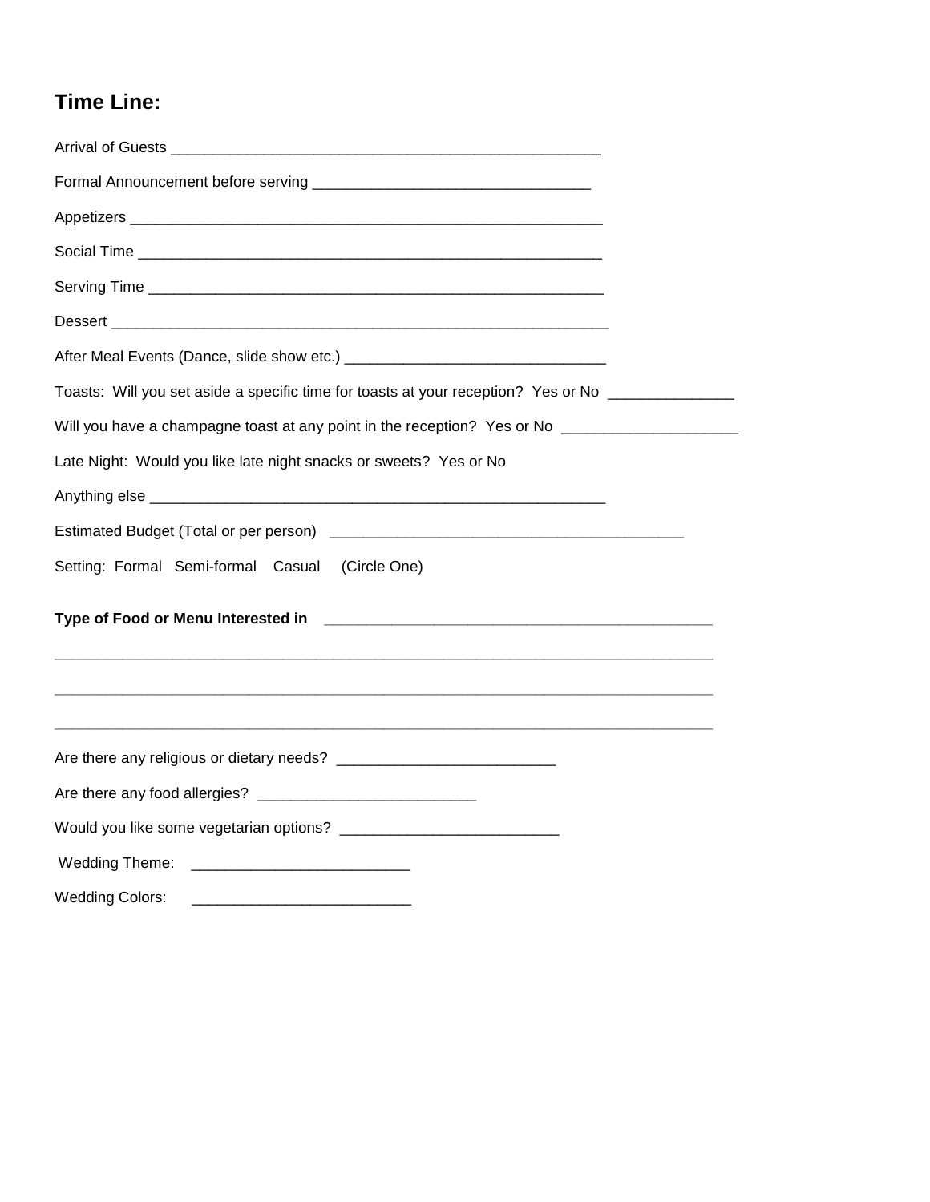## Time Line:

Arrival of Guests ____________________________________________________

Formal Announcement before serving ________________________________

Appetizers __________________________________________________________

Social Time _________________________________________________________

Serving Time _______________________________________________________

Dessert _____________________________________________________________

After Meal Events (Dance, slide show etc.) _______________________________

Toasts: Will you set aside a specific time for toasts at your reception? Yes or No _______________

Will you have a champagne toast at any point in the reception? Yes or No _____________________

Late Night: Would you like late night snacks or sweets? Yes or No

Anything else _______________________________________________________

Estimated Budget (Total or per person) ___________________________________________

Setting: Formal Semi-formal Casual (Circle One)

**Type of Food or Menu Interested in** ______________________________________________

_________________________________________________________________________________

_________________________________________________________________________________

_________________________________________________________________________________

Are there any religious or dietary needs? __________________________

Are there any food allergies? __________________________

Would you like some vegetarian options? __________________________

Wedding Theme: __________________________

Wedding Colors: __________________________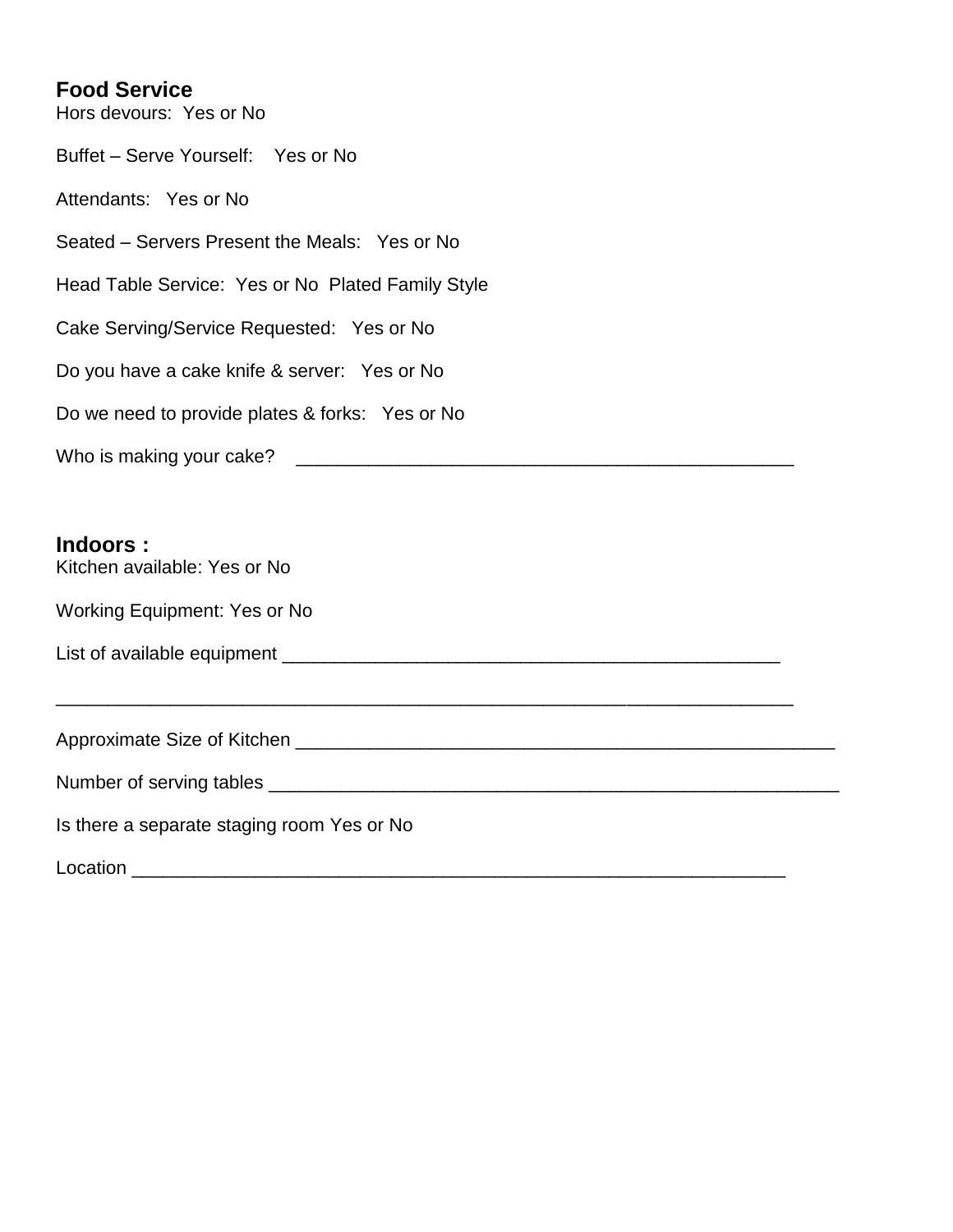## Food Service

Hors devours: Yes or No

Buffet – Serve Yourself: Yes or No

Attendants: Yes or No

Seated – Servers Present the Meals: Yes or No

Head Table Service: Yes or No Plated Family Style

Cake Serving/Service Requested: Yes or No

Do you have a cake knife & server: Yes or No

Do we need to provide plates & forks: Yes or No

Who is making your cake? ______________________________________________

## Indoors :

Kitchen available: Yes or No

Working Equipment: Yes or No

List of available equipment ______________________________________________

______________________________________________________________________

Approximate Size of Kitchen ______________________________________________

Number of serving tables ________________________________________________

Is there a separate staging room Yes or No

Location _____________________________________________________________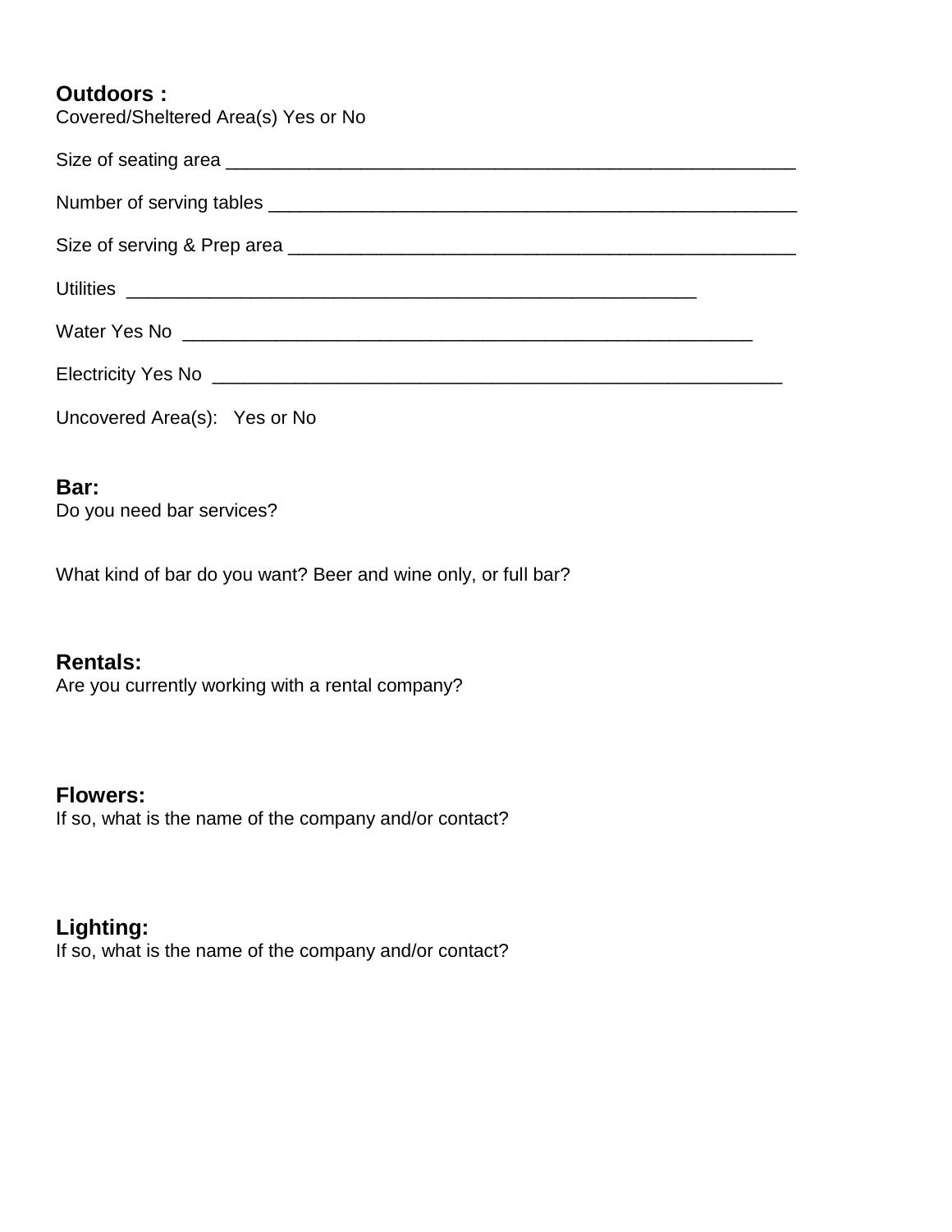## Outdoors :

Covered/Sheltered Area(s) Yes or No

Size of seating area ________________________________________________________

Number of serving tables ____________________________________________________

Size of serving & Prep area __________________________________________________

Utilities ________________________________________________________

Water Yes No ________________________________________________________

Electricity Yes No ________________________________________________________

Uncovered Area(s): Yes or No

## Bar:

Do you need bar services?

What kind of bar do you want? Beer and wine only, or full bar?

## Rentals:

Are you currently working with a rental company?

## Flowers:

If so, what is the name of the company and/or contact?

## Lighting:

If so, what is the name of the company and/or contact?